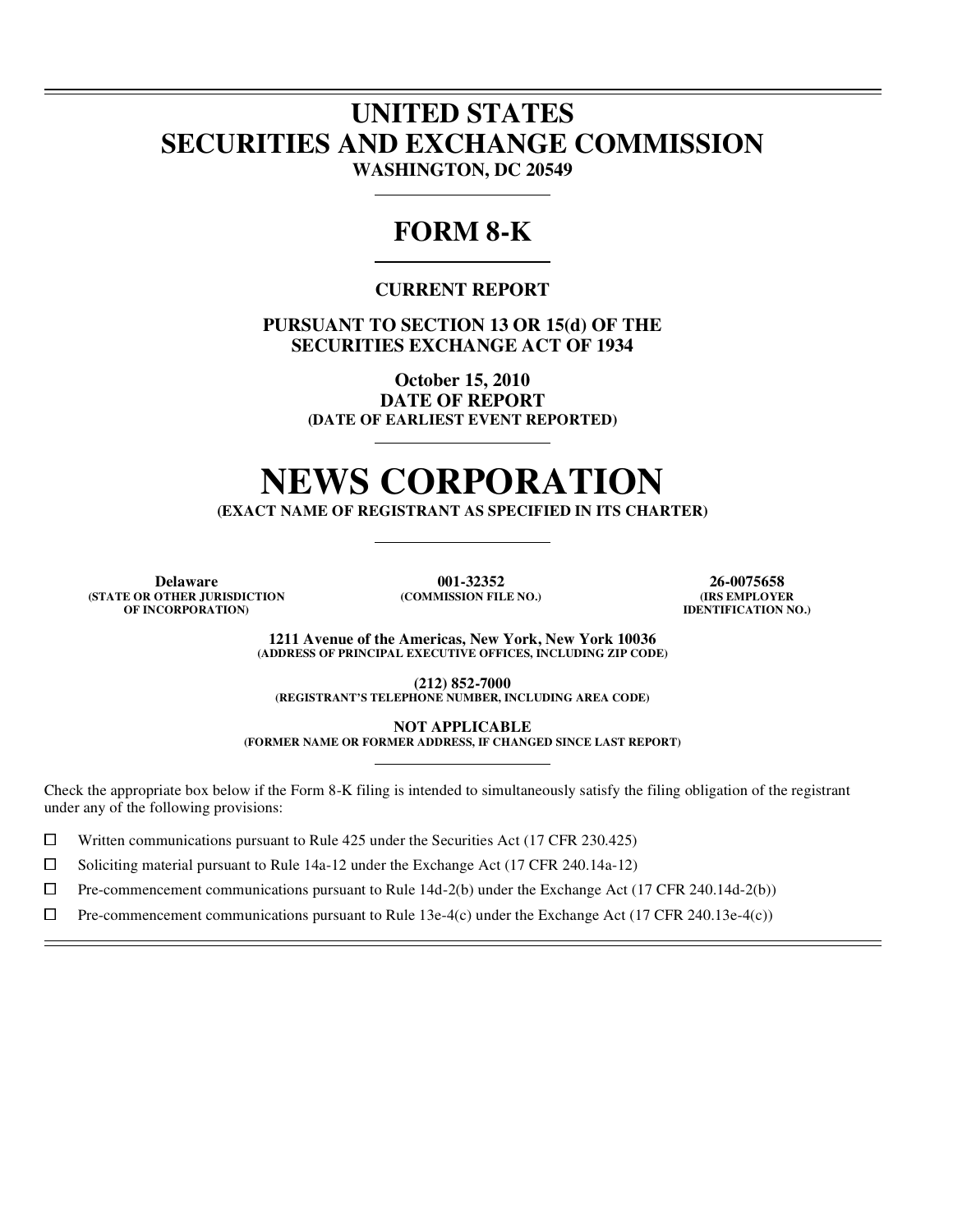# UNITED STATES
# SECURITIES AND EXCHANGE COMMISSION

**WASHINGTON, DC 20549**

---

## FORM 8-K

---

**CURRENT REPORT**

**PURSUANT TO SECTION 13 OR 15(d) OF THE SECURITIES EXCHANGE ACT OF 1934**

**October 15, 2010**
**DATE OF REPORT**
**(DATE OF EARLIEST EVENT REPORTED)**

---

# NEWS CORPORATION

**(EXACT NAME OF REGISTRANT AS SPECIFIED IN ITS CHARTER)**

---

| **Delaware** | **001-32352** | **26-0075658** |
|---|---|---|
| **(STATE OR OTHER JURISDICTION OF INCORPORATION)** | **(COMMISSION FILE NO.)** | **(IRS EMPLOYER IDENTIFICATION NO.)** |

**1211 Avenue of the Americas, New York, New York 10036**
**(ADDRESS OF PRINCIPAL EXECUTIVE OFFICES, INCLUDING ZIP CODE)**

**(212) 852-7000**
**(REGISTRANT'S TELEPHONE NUMBER, INCLUDING AREA CODE)**

**NOT APPLICABLE**
**(FORMER NAME OR FORMER ADDRESS, IF CHANGED SINCE LAST REPORT)**

---

Check the appropriate box below if the Form 8-K filing is intended to simultaneously satisfy the filing obligation of the registrant under any of the following provisions:

☐ Written communications pursuant to Rule 425 under the Securities Act (17 CFR 230.425)

☐ Soliciting material pursuant to Rule 14a-12 under the Exchange Act (17 CFR 240.14a-12)

☐ Pre-commencement communications pursuant to Rule 14d-2(b) under the Exchange Act (17 CFR 240.14d-2(b))

☐ Pre-commencement communications pursuant to Rule 13e-4(c) under the Exchange Act (17 CFR 240.13e-4(c))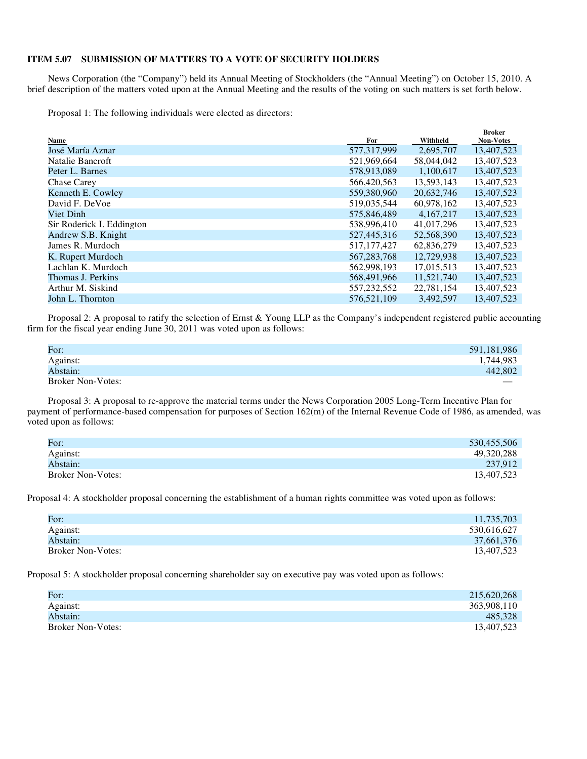### ITEM 5.07 SUBMISSION OF MATTERS TO A VOTE OF SECURITY HOLDERS

News Corporation (the "Company") held its Annual Meeting of Stockholders (the "Annual Meeting") on October 15, 2010. A brief description of the matters voted upon at the Annual Meeting and the results of the voting on such matters is set forth below.

Proposal 1: The following individuals were elected as directors:

| Name | For | Withheld | Broker Non-Votes |
|---|---|---|---|
| José María Aznar | 577,317,999 | 2,695,707 | 13,407,523 |
| Natalie Bancroft | 521,969,664 | 58,044,042 | 13,407,523 |
| Peter L. Barnes | 578,913,089 | 1,100,617 | 13,407,523 |
| Chase Carey | 566,420,563 | 13,593,143 | 13,407,523 |
| Kenneth E. Cowley | 559,380,960 | 20,632,746 | 13,407,523 |
| David F. DeVoe | 519,035,544 | 60,978,162 | 13,407,523 |
| Viet Dinh | 575,846,489 | 4,167,217 | 13,407,523 |
| Sir Roderick I. Eddington | 538,996,410 | 41,017,296 | 13,407,523 |
| Andrew S.B. Knight | 527,445,316 | 52,568,390 | 13,407,523 |
| James R. Murdoch | 517,177,427 | 62,836,279 | 13,407,523 |
| K. Rupert Murdoch | 567,283,768 | 12,729,938 | 13,407,523 |
| Lachlan K. Murdoch | 562,998,193 | 17,015,513 | 13,407,523 |
| Thomas J. Perkins | 568,491,966 | 11,521,740 | 13,407,523 |
| Arthur M. Siskind | 557,232,552 | 22,781,154 | 13,407,523 |
| John L. Thornton | 576,521,109 | 3,492,597 | 13,407,523 |

Proposal 2: A proposal to ratify the selection of Ernst & Young LLP as the Company's independent registered public accounting firm for the fiscal year ending June 30, 2011 was voted upon as follows:

| | |
|---|---|
| For: | 591,181,986 |
| Against: | 1,744,983 |
| Abstain: | 442,802 |
| Broker Non-Votes: | — |

Proposal 3: A proposal to re-approve the material terms under the News Corporation 2005 Long-Term Incentive Plan for payment of performance-based compensation for purposes of Section 162(m) of the Internal Revenue Code of 1986, as amended, was voted upon as follows:

| | |
|---|---|
| For: | 530,455,506 |
| Against: | 49,320,288 |
| Abstain: | 237,912 |
| Broker Non-Votes: | 13,407,523 |

Proposal 4: A stockholder proposal concerning the establishment of a human rights committee was voted upon as follows:

| | |
|---|---|
| For: | 11,735,703 |
| Against: | 530,616,627 |
| Abstain: | 37,661,376 |
| Broker Non-Votes: | 13,407,523 |

Proposal 5: A stockholder proposal concerning shareholder say on executive pay was voted upon as follows:

| | |
|---|---|
| For: | 215,620,268 |
| Against: | 363,908,110 |
| Abstain: | 485,328 |
| Broker Non-Votes: | 13,407,523 |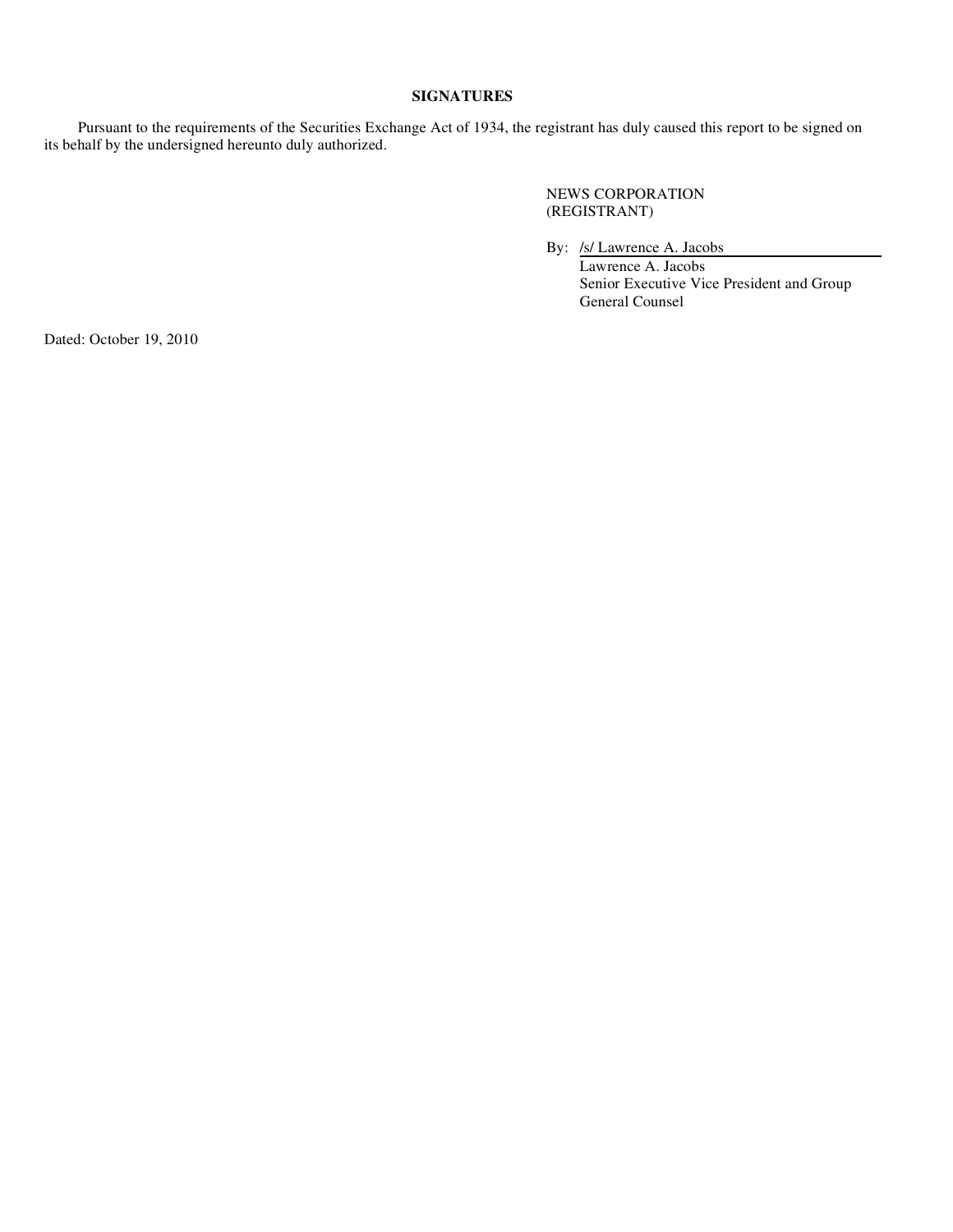**SIGNATURES**

Pursuant to the requirements of the Securities Exchange Act of 1934, the registrant has duly caused this report to be signed on its behalf by the undersigned hereunto duly authorized.

NEWS CORPORATION
(REGISTRANT)

By: /s/ Lawrence A. Jacobs
Lawrence A. Jacobs
Senior Executive Vice President and Group General Counsel

Dated: October 19, 2010